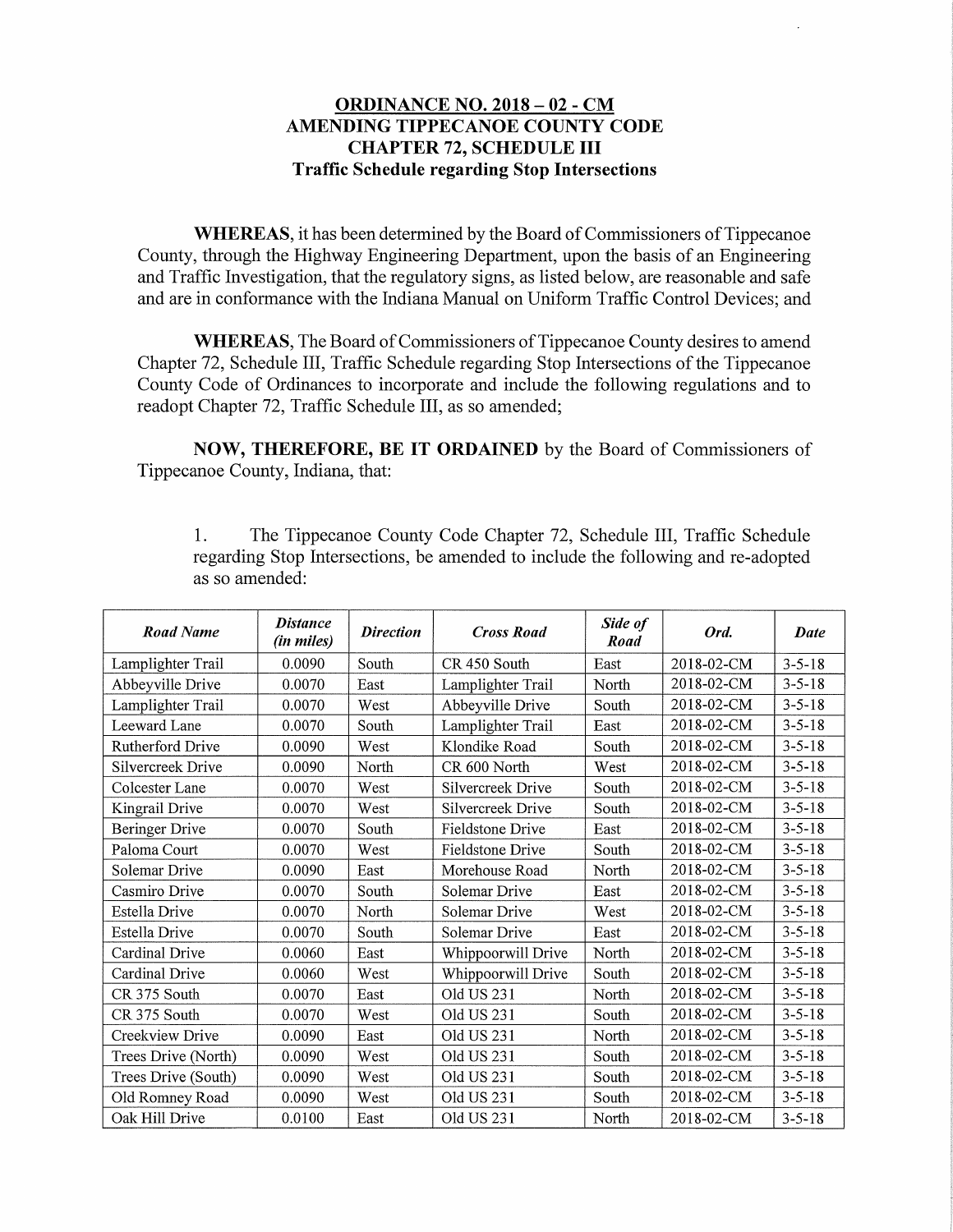# ORDINANCE NO. 2018 – 02 - CM
## AMENDING TIPPECANOE COUNTY CODE
## CHAPTER 72, SCHEDULE III
### Traffic Schedule regarding Stop Intersections

**WHEREAS**, it has been determined by the Board of Commissioners of Tippecanoe County, through the Highway Engineering Department, upon the basis of an Engineering and Traffic Investigation, that the regulatory signs, as listed below, are reasonable and safe and are in conformance with the Indiana Manual on Uniform Traffic Control Devices; and

**WHEREAS**, The Board of Commissioners of Tippecanoe County desires to amend Chapter 72, Schedule III, Traffic Schedule regarding Stop Intersections of the Tippecanoe County Code of Ordinances to incorporate and include the following regulations and to readopt Chapter 72, Traffic Schedule III, as so amended;

**NOW, THEREFORE, BE IT ORDAINED** by the Board of Commissioners of Tippecanoe County, Indiana, that:

1. The Tippecanoe County Code Chapter 72, Schedule III, Traffic Schedule regarding Stop Intersections, be amended to include the following and re-adopted as so amended:

| *Road Name* | *Distance (in miles)* | *Direction* | *Cross Road* | *Side of Road* | *Ord.* | *Date* |
|---|---|---|---|---|---|---|
| Lamplighter Trail | 0.0090 | South | CR 450 South | East | 2018-02-CM | 3-5-18 |
| Abbeyville Drive | 0.0070 | East | Lamplighter Trail | North | 2018-02-CM | 3-5-18 |
| Lamplighter Trail | 0.0070 | West | Abbeyville Drive | South | 2018-02-CM | 3-5-18 |
| Leeward Lane | 0.0070 | South | Lamplighter Trail | East | 2018-02-CM | 3-5-18 |
| Rutherford Drive | 0.0090 | West | Klondike Road | South | 2018-02-CM | 3-5-18 |
| Silvercreek Drive | 0.0090 | North | CR 600 North | West | 2018-02-CM | 3-5-18 |
| Colcester Lane | 0.0070 | West | Silvercreek Drive | South | 2018-02-CM | 3-5-18 |
| Kingrail Drive | 0.0070 | West | Silvercreek Drive | South | 2018-02-CM | 3-5-18 |
| Beringer Drive | 0.0070 | South | Fieldstone Drive | East | 2018-02-CM | 3-5-18 |
| Paloma Court | 0.0070 | West | Fieldstone Drive | South | 2018-02-CM | 3-5-18 |
| Solemar Drive | 0.0090 | East | Morehouse Road | North | 2018-02-CM | 3-5-18 |
| Casmiro Drive | 0.0070 | South | Solemar Drive | East | 2018-02-CM | 3-5-18 |
| Estella Drive | 0.0070 | North | Solemar Drive | West | 2018-02-CM | 3-5-18 |
| Estella Drive | 0.0070 | South | Solemar Drive | East | 2018-02-CM | 3-5-18 |
| Cardinal Drive | 0.0060 | East | Whippoorwill Drive | North | 2018-02-CM | 3-5-18 |
| Cardinal Drive | 0.0060 | West | Whippoorwill Drive | South | 2018-02-CM | 3-5-18 |
| CR 375 South | 0.0070 | East | Old US 231 | North | 2018-02-CM | 3-5-18 |
| CR 375 South | 0.0070 | West | Old US 231 | South | 2018-02-CM | 3-5-18 |
| Creekview Drive | 0.0090 | East | Old US 231 | North | 2018-02-CM | 3-5-18 |
| Trees Drive (North) | 0.0090 | West | Old US 231 | South | 2018-02-CM | 3-5-18 |
| Trees Drive (South) | 0.0090 | West | Old US 231 | South | 2018-02-CM | 3-5-18 |
| Old Romney Road | 0.0090 | West | Old US 231 | South | 2018-02-CM | 3-5-18 |
| Oak Hill Drive | 0.0100 | East | Old US 231 | North | 2018-02-CM | 3-5-18 |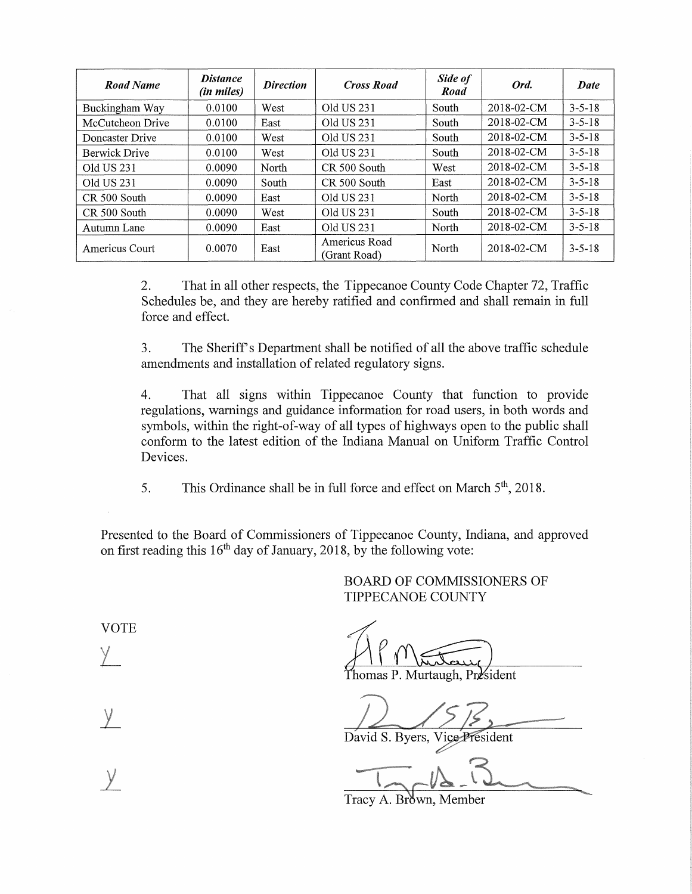| *Road Name* | *Distance (in miles)* | *Direction* | *Cross Road* | *Side of Road* | *Ord.* | *Date* |
|---|---|---|---|---|---|---|
| Buckingham Way | 0.0100 | West | Old US 231 | South | 2018-02-CM | 3-5-18 |
| McCutcheon Drive | 0.0100 | East | Old US 231 | South | 2018-02-CM | 3-5-18 |
| Doncaster Drive | 0.0100 | West | Old US 231 | South | 2018-02-CM | 3-5-18 |
| Berwick Drive | 0.0100 | West | Old US 231 | South | 2018-02-CM | 3-5-18 |
| Old US 231 | 0.0090 | North | CR 500 South | West | 2018-02-CM | 3-5-18 |
| Old US 231 | 0.0090 | South | CR 500 South | East | 2018-02-CM | 3-5-18 |
| CR 500 South | 0.0090 | East | Old US 231 | North | 2018-02-CM | 3-5-18 |
| CR 500 South | 0.0090 | West | Old US 231 | South | 2018-02-CM | 3-5-18 |
| Autumn Lane | 0.0090 | East | Old US 231 | North | 2018-02-CM | 3-5-18 |
| Americus Court | 0.0070 | East | Americus Road (Grant Road) | North | 2018-02-CM | 3-5-18 |

2. That in all other respects, the Tippecanoe County Code Chapter 72, Traffic Schedules be, and they are hereby ratified and confirmed and shall remain in full force and effect.

3. The Sheriff's Department shall be notified of all the above traffic schedule amendments and installation of related regulatory signs.

4. That all signs within Tippecanoe County that function to provide regulations, warnings and guidance information for road users, in both words and symbols, within the right-of-way of all types of highways open to the public shall conform to the latest edition of the Indiana Manual on Uniform Traffic Control Devices.

5. This Ordinance shall be in full force and effect on March 5th, 2018.

Presented to the Board of Commissioners of Tippecanoe County, Indiana, and approved on first reading this 16th day of January, 2018, by the following vote:

BOARD OF COMMISSIONERS OF TIPPECANOE COUNTY

VOTE

Y ______________________________
Thomas P. Murtaugh, President

Y ______________________________
David S. Byers, Vice President

Y ______________________________
Tracy A. Brown, Member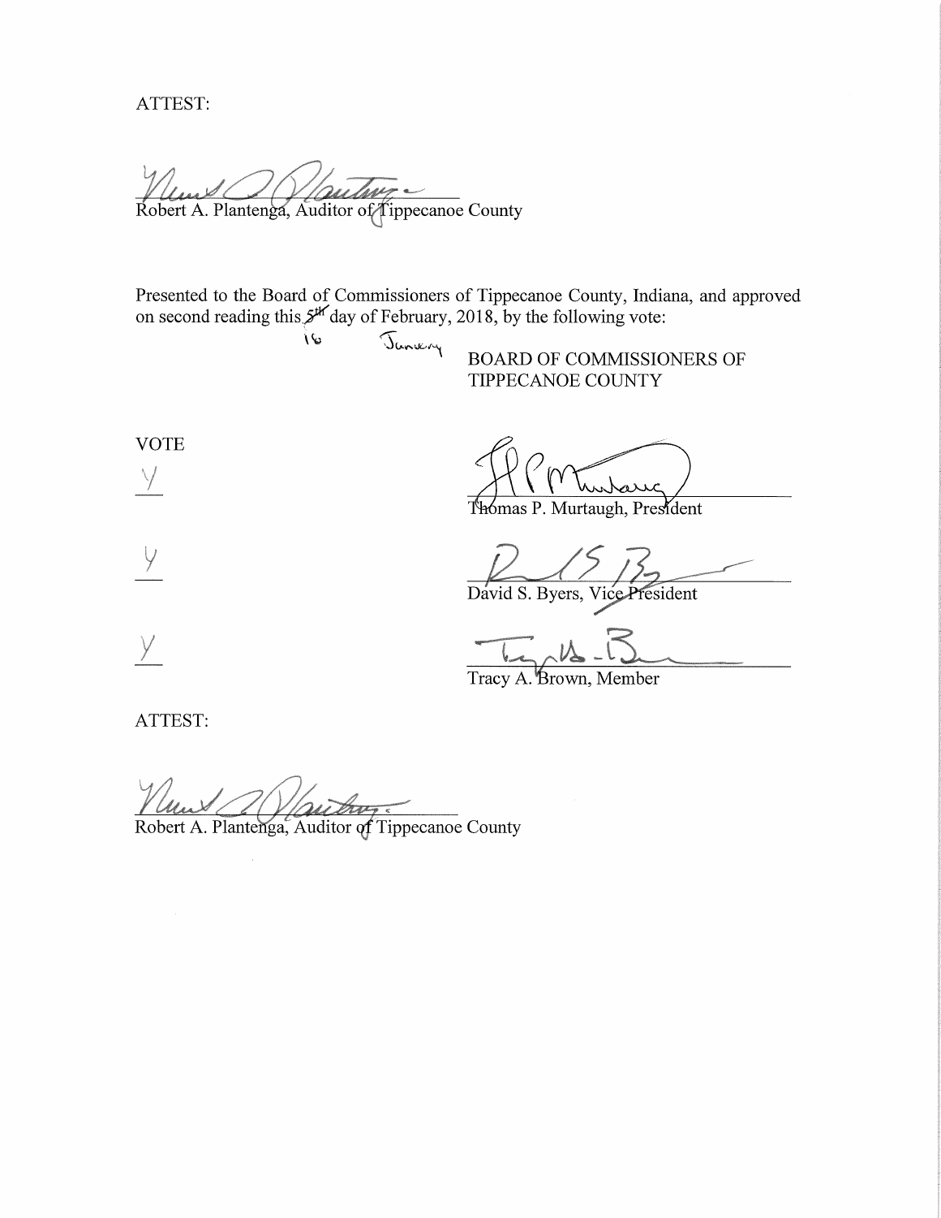ATTEST:

Robert A. Plantenga, Auditor of Tippecanoe County

Presented to the Board of Commissioners of Tippecanoe County, Indiana, and approved on second reading this 5th day of February, 2018, by the following vote:

16 January

BOARD OF COMMISSIONERS OF
TIPPECANOE COUNTY

VOTE

Y

Thomas P. Murtaugh, President

Y

David S. Byers, Vice President

Y

Tracy A. Brown, Member

ATTEST:

Robert A. Plantenga, Auditor of Tippecanoe County